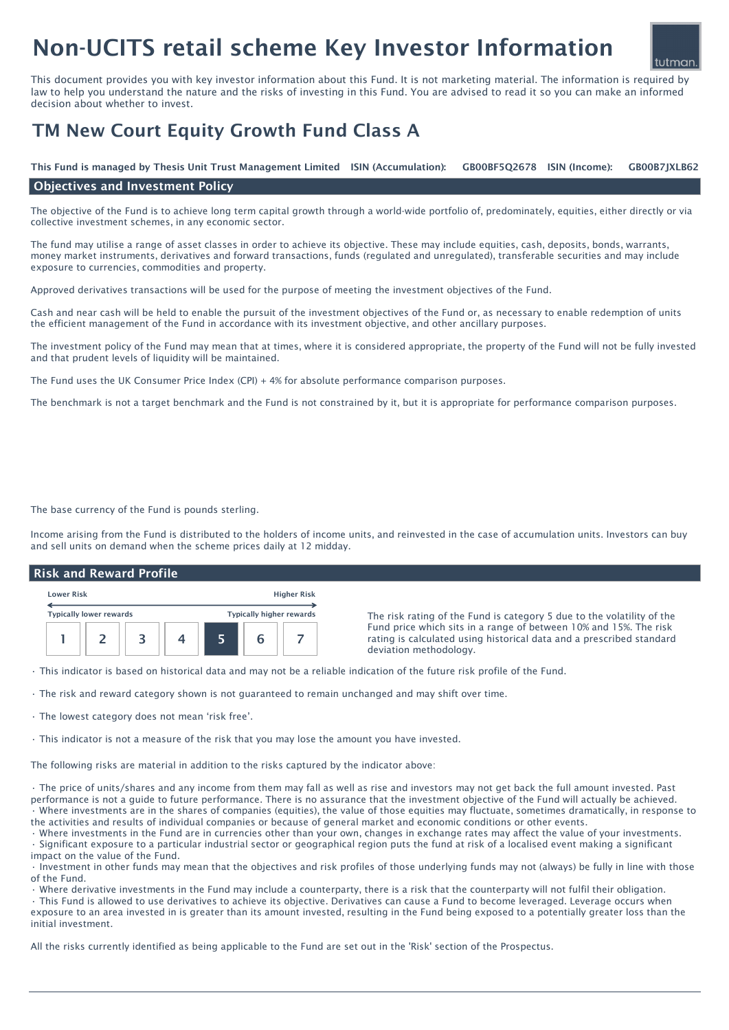# Non-UCITS retail scheme Key Investor Information

This document provides you with key investor information about this Fund. It is not marketing material. The information is required by law to help you understand the nature and the risks of investing in this Fund. You are advised to read it so you can make an informed decision about whether to invest.

## TM New Court Equity Growth Fund Class A

**This Fund is managed by Thesis Unit Trust Management Limited** **ISIN (Accumulation): GB00BF5Q2678** **ISIN (Income): GB00B7JXLB62**

### Objectives and Investment Policy

The objective of the Fund is to achieve long term capital growth through a world-wide portfolio of, predominately, equities, either directly or via collective investment schemes, in any economic sector.

The fund may utilise a range of asset classes in order to achieve its objective. These may include equities, cash, deposits, bonds, warrants, money market instruments, derivatives and forward transactions, funds (regulated and unregulated), transferable securities and may include exposure to currencies, commodities and property.

Approved derivatives transactions will be used for the purpose of meeting the investment objectives of the Fund.

Cash and near cash will be held to enable the pursuit of the investment objectives of the Fund or, as necessary to enable redemption of units the efficient management of the Fund in accordance with its investment objective, and other ancillary purposes.

The investment policy of the Fund may mean that at times, where it is considered appropriate, the property of the Fund will not be fully invested and that prudent levels of liquidity will be maintained.

The Fund uses the UK Consumer Price Index (CPI) + 4% for absolute performance comparison purposes.

The benchmark is not a target benchmark and the Fund is not constrained by it, but it is appropriate for performance comparison purposes.

The base currency of the Fund is pounds sterling.

Income arising from the Fund is distributed to the holders of income units, and reinvested in the case of accumulation units. Investors can buy and sell units on demand when the scheme prices daily at 12 midday.

### Risk and Reward Profile

| Lower Risk | | | | | | Higher Risk |
|---|---|---|---|---|---|---|
| Typically lower rewards | | | | | | Typically higher rewards |
| 1 | 2 | 3 | 4 | **5** | 6 | 7 |

The risk rating of the Fund is category 5 due to the volatility of the Fund price which sits in a range of between 10% and 15%. The risk rating is calculated using historical data and a prescribed standard deviation methodology.

- This indicator is based on historical data and may not be a reliable indication of the future risk profile of the Fund.
- The risk and reward category shown is not guaranteed to remain unchanged and may shift over time.
- The lowest category does not mean 'risk free'.
- This indicator is not a measure of the risk that you may lose the amount you have invested.

The following risks are material in addition to the risks captured by the indicator above:

- The price of units/shares and any income from them may fall as well as rise and investors may not get back the full amount invested. Past performance is not a guide to future performance. There is no assurance that the investment objective of the Fund will actually be achieved.
- Where investments are in the shares of companies (equities), the value of those equities may fluctuate, sometimes dramatically, in response to the activities and results of individual companies or because of general market and economic conditions or other events.
- Where investments in the Fund are in currencies other than your own, changes in exchange rates may affect the value of your investments.
- Significant exposure to a particular industrial sector or geographical region puts the fund at risk of a localised event making a significant impact on the value of the Fund.
- Investment in other funds may mean that the objectives and risk profiles of those underlying funds may not (always) be fully in line with those of the Fund.
- Where derivative investments in the Fund may include a counterparty, there is a risk that the counterparty will not fulfil their obligation.
- This Fund is allowed to use derivatives to achieve its objective. Derivatives can cause a Fund to become leveraged. Leverage occurs when exposure to an area invested in is greater than its amount invested, resulting in the Fund being exposed to a potentially greater loss than the initial investment.

All the risks currently identified as being applicable to the Fund are set out in the 'Risk' section of the Prospectus.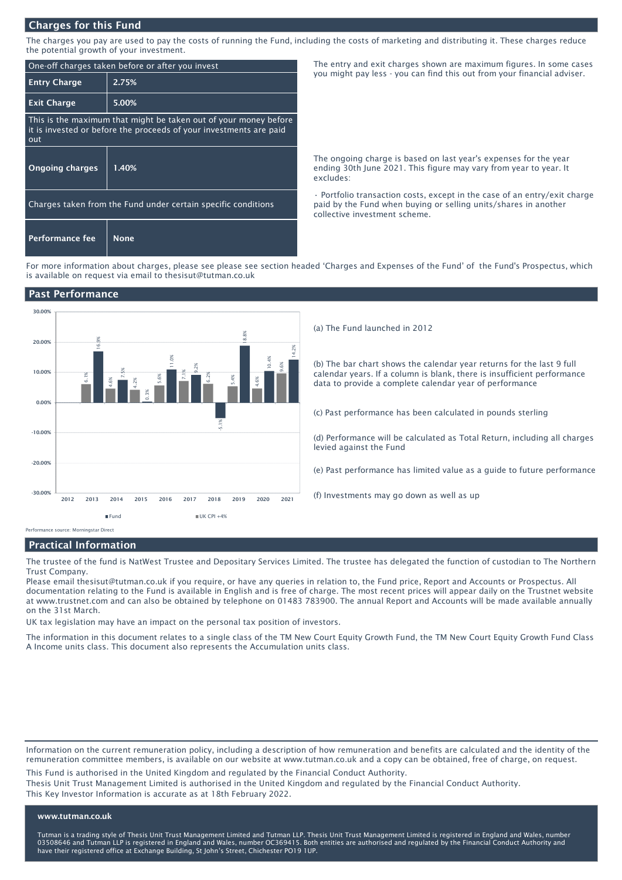## Charges for this Fund

The charges you pay are used to pay the costs of running the Fund, including the costs of marketing and distributing it. These charges reduce the potential growth of your investment.

| One-off charges taken before or after you invest | |
|---|---|
| **Entry Charge** | **2.75%** |
| **Exit Charge** | **5.00%** |
| This is the maximum that might be taken out of your money before it is invested or before the proceeds of your investments are paid out | |
| **Ongoing charges** | **1.40%** |
| Charges taken from the Fund under certain specific conditions | |
| **Performance fee** | **None** |

The entry and exit charges shown are maximum figures. In some cases you might pay less - you can find this out from your financial adviser.

The ongoing charge is based on last year's expenses for the year ending 30th June 2021. This figure may vary from year to year. It excludes:

· Portfolio transaction costs, except in the case of an entry/exit charge paid by the Fund when buying or selling units/shares in another collective investment scheme.

For more information about charges, please see please see section headed 'Charges and Expenses of the Fund' of the Fund's Prospectus, which is available on request via email to thesisut@tutman.co.uk

## Past Performance

30.00%
20.00%
10.00%
0.00%
-10.00%
-20.00%
-30.00%

6.1% 16.9% 4.6% 7.5% 4.2% 0.3% 5.6% 11.0% 7.1% 9.2% 6.2% -5.1% 5.4% 18.8% 4.6% 10.4% 9.6% 14.2%

2012 2013 2014 2015 2016 2017 2018 2019 2020 2021

Fund
UK CPI +4%

Performance source: Morningstar Direct

(a) The Fund launched in 2012

(b) The bar chart shows the calendar year returns for the last 9 full calendar years. If a column is blank, there is insufficient performance data to provide a complete calendar year of performance

(c) Past performance has been calculated in pounds sterling

(d) Performance will be calculated as Total Return, including all charges levied against the Fund

(e) Past performance has limited value as a guide to future performance

(f) Investments may go down as well as up

## Practical Information

The trustee of the fund is NatWest Trustee and Depositary Services Limited. The trustee has delegated the function of custodian to The Northern Trust Company.

Please email thesisut@tutman.co.uk if you require, or have any queries in relation to, the Fund price, Report and Accounts or Prospectus. All documentation relating to the Fund is available in English and is free of charge. The most recent prices will appear daily on the Trustnet website at www.trustnet.com and can also be obtained by telephone on 01483 783900. The annual Report and Accounts will be made available annually on the 31st March.

UK tax legislation may have an impact on the personal tax position of investors.

The information in this document relates to a single class of the TM New Court Equity Growth Fund, the TM New Court Equity Growth Fund Class A Income units class. This document also represents the Accumulation units class.

Information on the current remuneration policy, including a description of how remuneration and benefits are calculated and the identity of the remuneration committee members, is available on our website at www.tutman.co.uk and a copy can be obtained, free of charge, on request.

This Fund is authorised in the United Kingdom and regulated by the Financial Conduct Authority.

Thesis Unit Trust Management Limited is authorised in the United Kingdom and regulated by the Financial Conduct Authority.

This Key Investor Information is accurate as at 18th February 2022.

**www.tutman.co.uk**

Tutman is a trading style of Thesis Unit Trust Management Limited and Tutman LLP. Thesis Unit Trust Management Limited is registered in England and Wales, number 03508646 and Tutman LLP is registered in England and Wales, number OC369415. Both entities are authorised and regulated by the Financial Conduct Authority and have their registered office at Exchange Building, St John's Street, Chichester PO19 1UP.